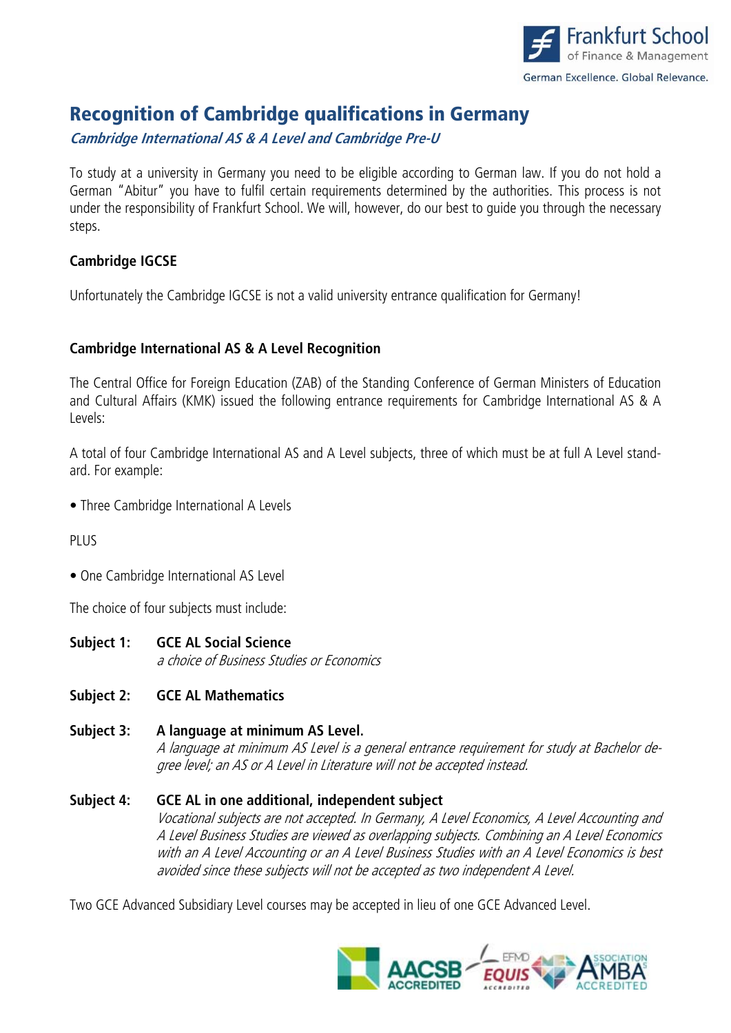# Recognition of Cambridge qualifications in Germany

***Cambridge International AS & A Level and Cambridge Pre-U***

To study at a university in Germany you need to be eligible according to German law. If you do not hold a German "Abitur" you have to fulfil certain requirements determined by the authorities. This process is not under the responsibility of Frankfurt School. We will, however, do our best to guide you through the necessary steps.

### Cambridge IGCSE

Unfortunately the Cambridge IGCSE is not a valid university entrance qualification for Germany!

### Cambridge International AS & A Level Recognition

The Central Office for Foreign Education (ZAB) of the Standing Conference of German Ministers of Education and Cultural Affairs (KMK) issued the following entrance requirements for Cambridge International AS & A Levels:

A total of four Cambridge International AS and A Level subjects, three of which must be at full A Level standard. For example:

- Three Cambridge International A Levels

PLUS

- One Cambridge International AS Level

The choice of four subjects must include:

**Subject 1: GCE AL Social Science**
*a choice of Business Studies or Economics*

**Subject 2: GCE AL Mathematics**

**Subject 3: A language at minimum AS Level.**
*A language at minimum AS Level is a general entrance requirement for study at Bachelor degree level; an AS or A Level in Literature will not be accepted instead.*

**Subject 4: GCE AL in one additional, independent subject**
*Vocational subjects are not accepted. In Germany, A Level Economics, A Level Accounting and A Level Business Studies are viewed as overlapping subjects. Combining an A Level Economics with an A Level Accounting or an A Level Business Studies with an A Level Economics is best avoided since these subjects will not be accepted as two independent A Level.*

Two GCE Advanced Subsidiary Level courses may be accepted in lieu of one GCE Advanced Level.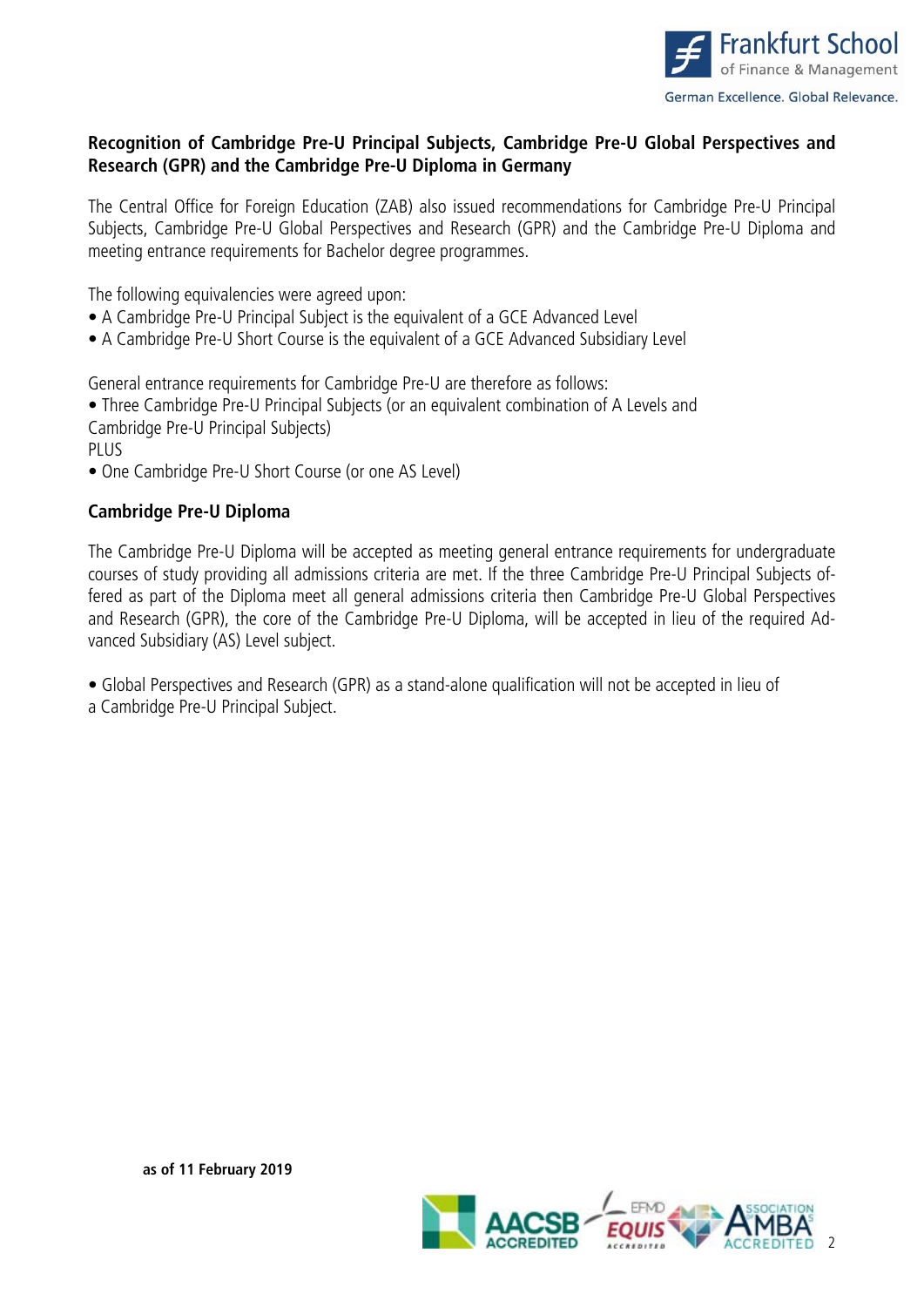## Recognition of Cambridge Pre-U Principal Subjects, Cambridge Pre-U Global Perspectives and Research (GPR) and the Cambridge Pre-U Diploma in Germany

The Central Office for Foreign Education (ZAB) also issued recommendations for Cambridge Pre-U Principal Subjects, Cambridge Pre-U Global Perspectives and Research (GPR) and the Cambridge Pre-U Diploma and meeting entrance requirements for Bachelor degree programmes.

The following equivalencies were agreed upon:

- A Cambridge Pre-U Principal Subject is the equivalent of a GCE Advanced Level
- A Cambridge Pre-U Short Course is the equivalent of a GCE Advanced Subsidiary Level

General entrance requirements for Cambridge Pre-U are therefore as follows:

- Three Cambridge Pre-U Principal Subjects (or an equivalent combination of A Levels and Cambridge Pre-U Principal Subjects)

PLUS

- One Cambridge Pre-U Short Course (or one AS Level)

### Cambridge Pre-U Diploma

The Cambridge Pre-U Diploma will be accepted as meeting general entrance requirements for undergraduate courses of study providing all admissions criteria are met. If the three Cambridge Pre-U Principal Subjects offered as part of the Diploma meet all general admissions criteria then Cambridge Pre-U Global Perspectives and Research (GPR), the core of the Cambridge Pre-U Diploma, will be accepted in lieu of the required Advanced Subsidiary (AS) Level subject.

- Global Perspectives and Research (GPR) as a stand-alone qualification will not be accepted in lieu of a Cambridge Pre-U Principal Subject.

**as of 11 February 2019**